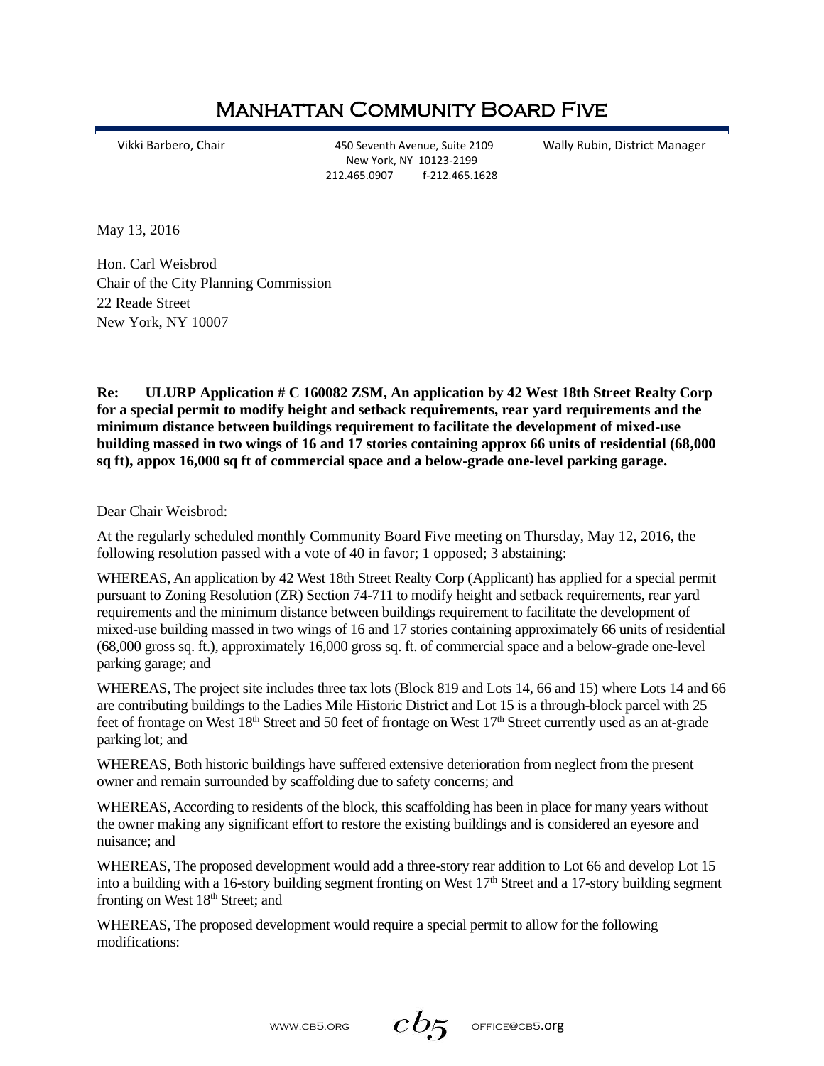# Manhattan Community Board Five

Vikki Barbero, Chair

450 Seventh Avenue, Suite 2109
New York, NY 10123-2199
212.465.0907 f-212.465.1628

Wally Rubin, District Manager

May 13, 2016

Hon. Carl Weisbrod
Chair of the City Planning Commission
22 Reade Street
New York, NY 10007

**Re: ULURP Application # C 160082 ZSM, An application by 42 West 18th Street Realty Corp for a special permit to modify height and setback requirements, rear yard requirements and the minimum distance between buildings requirement to facilitate the development of mixed-use building massed in two wings of 16 and 17 stories containing approx 66 units of residential (68,000 sq ft), appox 16,000 sq ft of commercial space and a below-grade one-level parking garage.**

Dear Chair Weisbrod:

At the regularly scheduled monthly Community Board Five meeting on Thursday, May 12, 2016, the following resolution passed with a vote of 40 in favor; 1 opposed; 3 abstaining:

WHEREAS, An application by 42 West 18th Street Realty Corp (Applicant) has applied for a special permit pursuant to Zoning Resolution (ZR) Section 74-711 to modify height and setback requirements, rear yard requirements and the minimum distance between buildings requirement to facilitate the development of mixed-use building massed in two wings of 16 and 17 stories containing approximately 66 units of residential (68,000 gross sq. ft.), approximately 16,000 gross sq. ft. of commercial space and a below-grade one-level parking garage; and

WHEREAS, The project site includes three tax lots (Block 819 and Lots 14, 66 and 15) where Lots 14 and 66 are contributing buildings to the Ladies Mile Historic District and Lot 15 is a through-block parcel with 25 feet of frontage on West 18th Street and 50 feet of frontage on West 17th Street currently used as an at-grade parking lot; and

WHEREAS, Both historic buildings have suffered extensive deterioration from neglect from the present owner and remain surrounded by scaffolding due to safety concerns; and

WHEREAS, According to residents of the block, this scaffolding has been in place for many years without the owner making any significant effort to restore the existing buildings and is considered an eyesore and nuisance; and

WHEREAS, The proposed development would add a three-story rear addition to Lot 66 and develop Lot 15 into a building with a 16-story building segment fronting on West 17th Street and a 17-story building segment fronting on West 18th Street; and

WHEREAS, The proposed development would require a special permit to allow for the following modifications: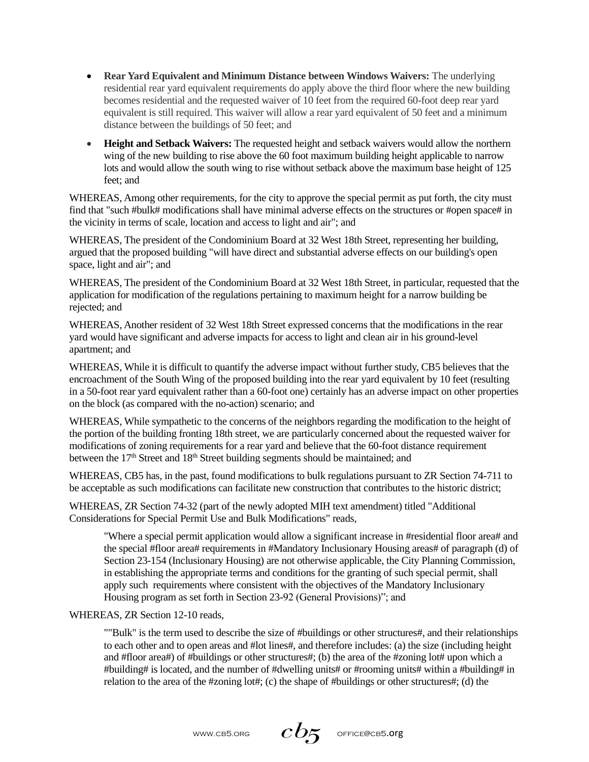- **Rear Yard Equivalent and Minimum Distance between Windows Waivers:** The underlying residential rear yard equivalent requirements do apply above the third floor where the new building becomes residential and the requested waiver of 10 feet from the required 60-foot deep rear yard equivalent is still required. This waiver will allow a rear yard equivalent of 50 feet and a minimum distance between the buildings of 50 feet; and

- **Height and Setback Waivers:** The requested height and setback waivers would allow the northern wing of the new building to rise above the 60 foot maximum building height applicable to narrow lots and would allow the south wing to rise without setback above the maximum base height of 125 feet; and

WHEREAS, Among other requirements, for the city to approve the special permit as put forth, the city must find that "such #bulk# modifications shall have minimal adverse effects on the structures or #open space# in the vicinity in terms of scale, location and access to light and air"; and

WHEREAS, The president of the Condominium Board at 32 West 18th Street, representing her building, argued that the proposed building "will have direct and substantial adverse effects on our building's open space, light and air"; and

WHEREAS, The president of the Condominium Board at 32 West 18th Street, in particular, requested that the application for modification of the regulations pertaining to maximum height for a narrow building be rejected; and

WHEREAS, Another resident of 32 West 18th Street expressed concerns that the modifications in the rear yard would have significant and adverse impacts for access to light and clean air in his ground-level apartment; and

WHEREAS, While it is difficult to quantify the adverse impact without further study, CB5 believes that the encroachment of the South Wing of the proposed building into the rear yard equivalent by 10 feet (resulting in a 50-foot rear yard equivalent rather than a 60-foot one) certainly has an adverse impact on other properties on the block (as compared with the no-action) scenario; and

WHEREAS, While sympathetic to the concerns of the neighbors regarding the modification to the height of the portion of the building fronting 18th street, we are particularly concerned about the requested waiver for modifications of zoning requirements for a rear yard and believe that the 60-foot distance requirement between the 17th Street and 18th Street building segments should be maintained; and

WHEREAS, CB5 has, in the past, found modifications to bulk regulations pursuant to ZR Section 74-711 to be acceptable as such modifications can facilitate new construction that contributes to the historic district;

WHEREAS, ZR Section 74-32 (part of the newly adopted MIH text amendment) titled "Additional Considerations for Special Permit Use and Bulk Modifications" reads,

> "Where a special permit application would allow a significant increase in #residential floor area# and the special #floor area# requirements in #Mandatory Inclusionary Housing areas# of paragraph (d) of Section 23-154 (Inclusionary Housing) are not otherwise applicable, the City Planning Commission, in establishing the appropriate terms and conditions for the granting of such special permit, shall apply such requirements where consistent with the objectives of the Mandatory Inclusionary Housing program as set forth in Section 23-92 (General Provisions)"; and

WHEREAS, ZR Section 12-10 reads,

> ""Bulk" is the term used to describe the size of #buildings or other structures#, and their relationships to each other and to open areas and #lot lines#, and therefore includes: (a) the size (including height and #floor area#) of #buildings or other structures#; (b) the area of the #zoning lot# upon which a #building# is located, and the number of #dwelling units# or #rooming units# within a #building# in relation to the area of the #zoning lot#; (c) the shape of #buildings or other structures#; (d) the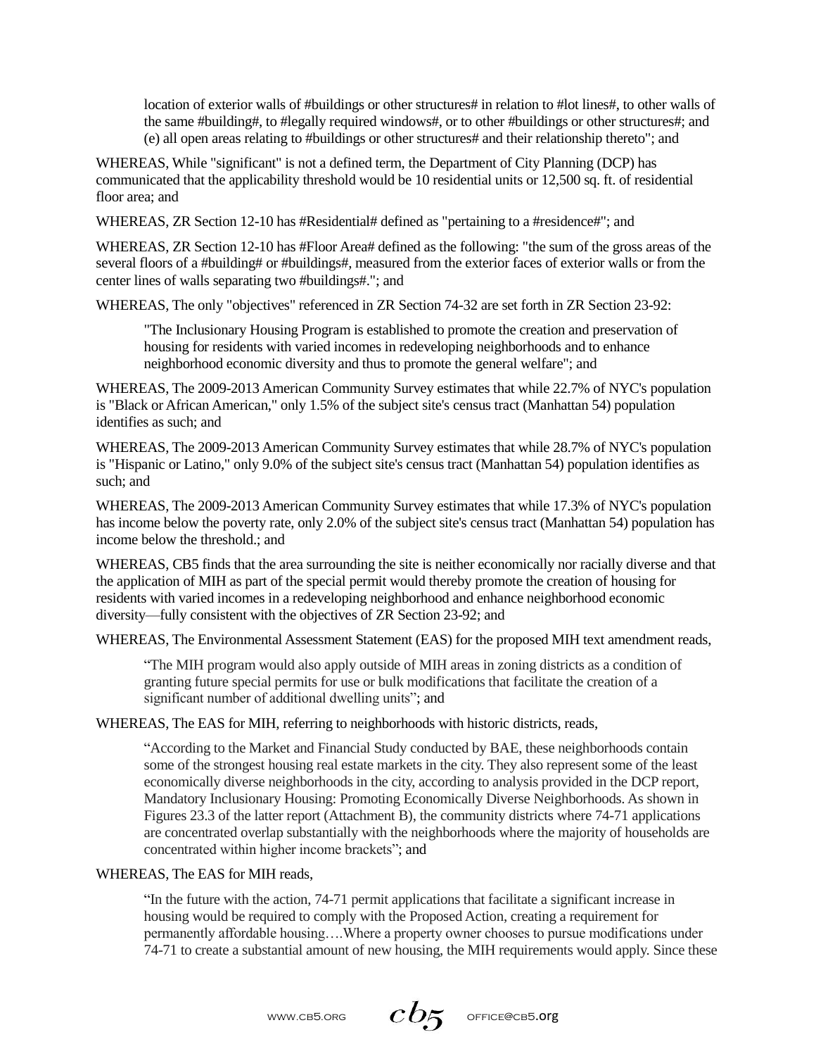location of exterior walls of #buildings or other structures# in relation to #lot lines#, to other walls of the same #building#, to #legally required windows#, or to other #buildings or other structures#; and (e) all open areas relating to #buildings or other structures# and their relationship thereto"; and

WHEREAS, While "significant" is not a defined term, the Department of City Planning (DCP) has communicated that the applicability threshold would be 10 residential units or 12,500 sq. ft. of residential floor area; and

WHEREAS, ZR Section 12-10 has #Residential# defined as "pertaining to a #residence#"; and

WHEREAS, ZR Section 12-10 has #Floor Area# defined as the following: "the sum of the gross areas of the several floors of a #building# or #buildings#, measured from the exterior faces of exterior walls or from the center lines of walls separating two #buildings#."; and

WHEREAS, The only "objectives" referenced in ZR Section 74-32 are set forth in ZR Section 23-92:

> "The Inclusionary Housing Program is established to promote the creation and preservation of housing for residents with varied incomes in redeveloping neighborhoods and to enhance neighborhood economic diversity and thus to promote the general welfare"; and

WHEREAS, The 2009-2013 American Community Survey estimates that while 22.7% of NYC's population is "Black or African American," only 1.5% of the subject site's census tract (Manhattan 54) population identifies as such; and

WHEREAS, The 2009-2013 American Community Survey estimates that while 28.7% of NYC's population is "Hispanic or Latino," only 9.0% of the subject site's census tract (Manhattan 54) population identifies as such; and

WHEREAS, The 2009-2013 American Community Survey estimates that while 17.3% of NYC's population has income below the poverty rate, only 2.0% of the subject site's census tract (Manhattan 54) population has income below the threshold.; and

WHEREAS, CB5 finds that the area surrounding the site is neither economically nor racially diverse and that the application of MIH as part of the special permit would thereby promote the creation of housing for residents with varied incomes in a redeveloping neighborhood and enhance neighborhood economic diversity—fully consistent with the objectives of ZR Section 23-92; and

WHEREAS, The Environmental Assessment Statement (EAS) for the proposed MIH text amendment reads,

> "The MIH program would also apply outside of MIH areas in zoning districts as a condition of granting future special permits for use or bulk modifications that facilitate the creation of a significant number of additional dwelling units"; and

WHEREAS, The EAS for MIH, referring to neighborhoods with historic districts, reads,

> "According to the Market and Financial Study conducted by BAE, these neighborhoods contain some of the strongest housing real estate markets in the city. They also represent some of the least economically diverse neighborhoods in the city, according to analysis provided in the DCP report, Mandatory Inclusionary Housing: Promoting Economically Diverse Neighborhoods. As shown in Figures 23.3 of the latter report (Attachment B), the community districts where 74-71 applications are concentrated overlap substantially with the neighborhoods where the majority of households are concentrated within higher income brackets"; and

WHEREAS, The EAS for MIH reads,

> "In the future with the action, 74-71 permit applications that facilitate a significant increase in housing would be required to comply with the Proposed Action, creating a requirement for permanently affordable housing….Where a property owner chooses to pursue modifications under 74-71 to create a substantial amount of new housing, the MIH requirements would apply. Since these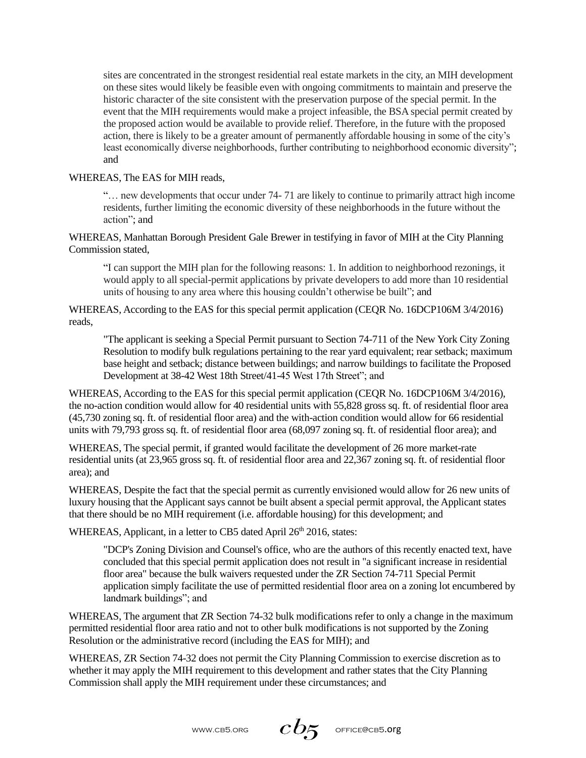> sites are concentrated in the strongest residential real estate markets in the city, an MIH development on these sites would likely be feasible even with ongoing commitments to maintain and preserve the historic character of the site consistent with the preservation purpose of the special permit. In the event that the MIH requirements would make a project infeasible, the BSA special permit created by the proposed action would be available to provide relief. Therefore, in the future with the proposed action, there is likely to be a greater amount of permanently affordable housing in some of the city's least economically diverse neighborhoods, further contributing to neighborhood economic diversity"; and

WHEREAS, The EAS for MIH reads,

> "… new developments that occur under 74- 71 are likely to continue to primarily attract high income residents, further limiting the economic diversity of these neighborhoods in the future without the action"; and

WHEREAS, Manhattan Borough President Gale Brewer in testifying in favor of MIH at the City Planning Commission stated,

> "I can support the MIH plan for the following reasons: 1. In addition to neighborhood rezonings, it would apply to all special-permit applications by private developers to add more than 10 residential units of housing to any area where this housing couldn't otherwise be built"; and

WHEREAS, According to the EAS for this special permit application (CEQR No. 16DCP106M 3/4/2016) reads,

> "The applicant is seeking a Special Permit pursuant to Section 74-711 of the New York City Zoning Resolution to modify bulk regulations pertaining to the rear yard equivalent; rear setback; maximum base height and setback; distance between buildings; and narrow buildings to facilitate the Proposed Development at 38-42 West 18th Street/41-45 West 17th Street"; and

WHEREAS, According to the EAS for this special permit application (CEQR No. 16DCP106M 3/4/2016), the no-action condition would allow for 40 residential units with 55,828 gross sq. ft. of residential floor area (45,730 zoning sq. ft. of residential floor area) and the with-action condition would allow for 66 residential units with 79,793 gross sq. ft. of residential floor area (68,097 zoning sq. ft. of residential floor area); and

WHEREAS, The special permit, if granted would facilitate the development of 26 more market-rate residential units (at 23,965 gross sq. ft. of residential floor area and 22,367 zoning sq. ft. of residential floor area); and

WHEREAS, Despite the fact that the special permit as currently envisioned would allow for 26 new units of luxury housing that the Applicant says cannot be built absent a special permit approval, the Applicant states that there should be no MIH requirement (i.e. affordable housing) for this development; and

WHEREAS, Applicant, in a letter to CB5 dated April 26th 2016, states:

> "DCP's Zoning Division and Counsel's office, who are the authors of this recently enacted text, have concluded that this special permit application does not result in "a significant increase in residential floor area" because the bulk waivers requested under the ZR Section 74-711 Special Permit application simply facilitate the use of permitted residential floor area on a zoning lot encumbered by landmark buildings"; and

WHEREAS, The argument that ZR Section 74-32 bulk modifications refer to only a change in the maximum permitted residential floor area ratio and not to other bulk modifications is not supported by the Zoning Resolution or the administrative record (including the EAS for MIH); and

WHEREAS, ZR Section 74-32 does not permit the City Planning Commission to exercise discretion as to whether it may apply the MIH requirement to this development and rather states that the City Planning Commission shall apply the MIH requirement under these circumstances; and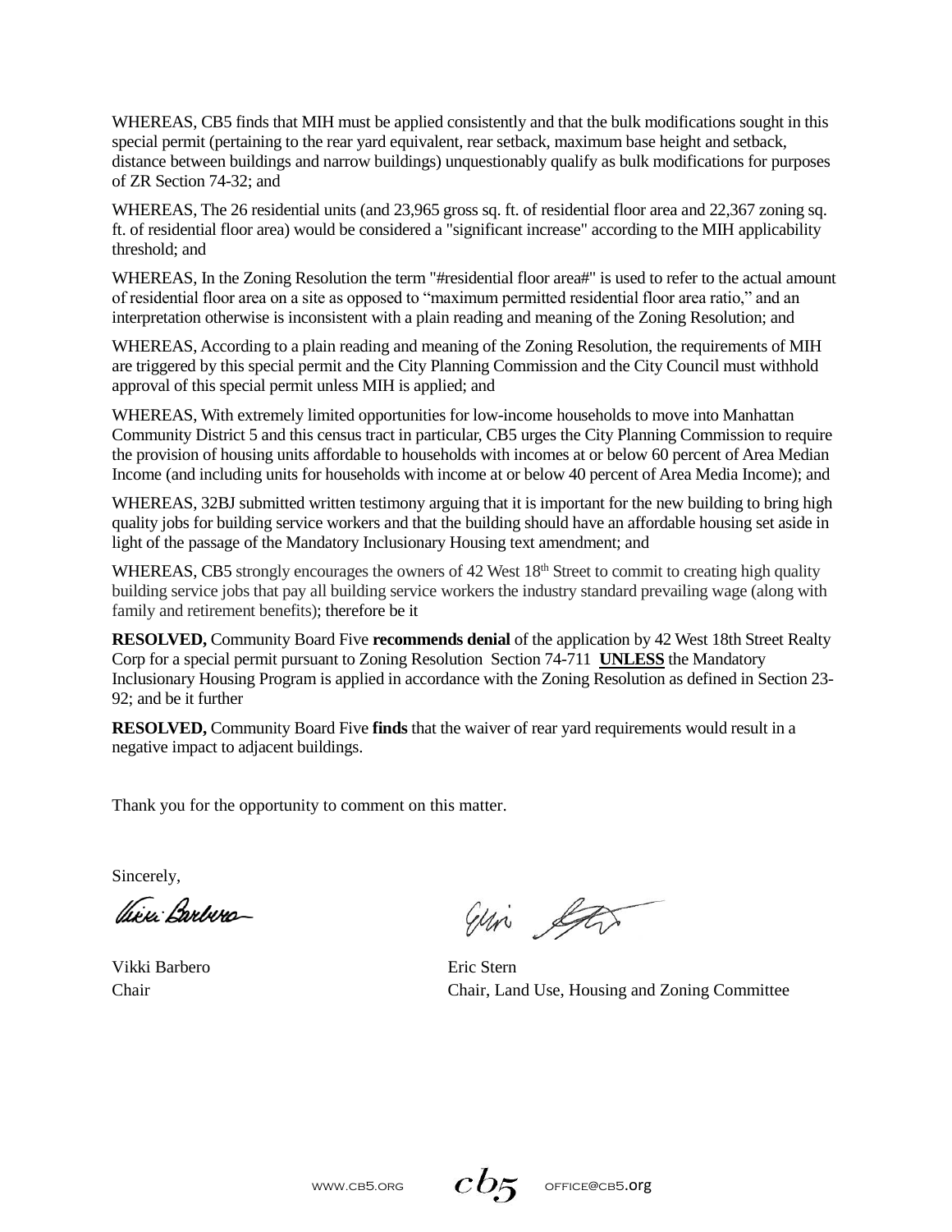WHEREAS, CB5 finds that MIH must be applied consistently and that the bulk modifications sought in this special permit (pertaining to the rear yard equivalent, rear setback, maximum base height and setback, distance between buildings and narrow buildings) unquestionably qualify as bulk modifications for purposes of ZR Section 74-32; and

WHEREAS, The 26 residential units (and 23,965 gross sq. ft. of residential floor area and 22,367 zoning sq. ft. of residential floor area) would be considered a "significant increase" according to the MIH applicability threshold; and

WHEREAS, In the Zoning Resolution the term "#residential floor area#" is used to refer to the actual amount of residential floor area on a site as opposed to "maximum permitted residential floor area ratio," and an interpretation otherwise is inconsistent with a plain reading and meaning of the Zoning Resolution; and

WHEREAS, According to a plain reading and meaning of the Zoning Resolution, the requirements of MIH are triggered by this special permit and the City Planning Commission and the City Council must withhold approval of this special permit unless MIH is applied; and

WHEREAS, With extremely limited opportunities for low-income households to move into Manhattan Community District 5 and this census tract in particular, CB5 urges the City Planning Commission to require the provision of housing units affordable to households with incomes at or below 60 percent of Area Median Income (and including units for households with income at or below 40 percent of Area Media Income); and

WHEREAS, 32BJ submitted written testimony arguing that it is important for the new building to bring high quality jobs for building service workers and that the building should have an affordable housing set aside in light of the passage of the Mandatory Inclusionary Housing text amendment; and

WHEREAS, CB5 strongly encourages the owners of 42 West 18th Street to commit to creating high quality building service jobs that pay all building service workers the industry standard prevailing wage (along with family and retirement benefits); therefore be it

**RESOLVED,** Community Board Five **recommends denial** of the application by 42 West 18th Street Realty Corp for a special permit pursuant to Zoning Resolution Section 74-711 **UNLESS** the Mandatory Inclusionary Housing Program is applied in accordance with the Zoning Resolution as defined in Section 23-92; and be it further

**RESOLVED,** Community Board Five **finds** that the waiver of rear yard requirements would result in a negative impact to adjacent buildings.

Thank you for the opportunity to comment on this matter.

Sincerely,

Vikki Barbero
Chair

Eric Stern
Chair, Land Use, Housing and Zoning Committee